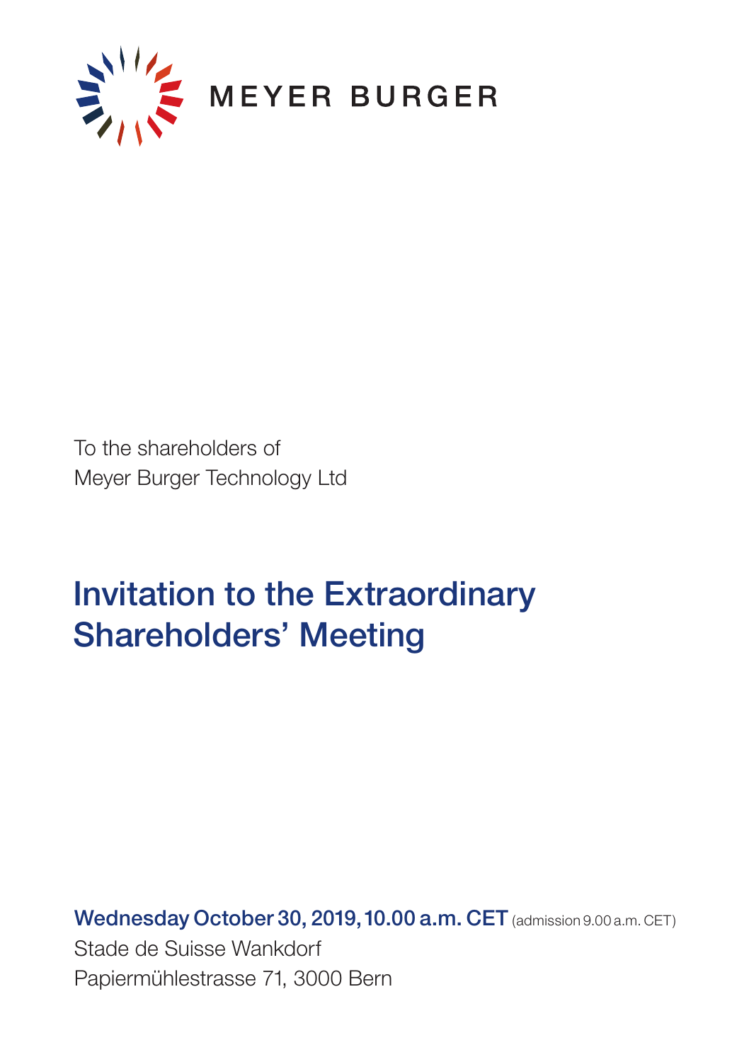MEYER BURGER

To the shareholders of
Meyer Burger Technology Ltd

# Invitation to the Extraordinary Shareholders' Meeting

**Wednesday October 30, 2019, 10.00 a.m. CET** (admission 9.00 a.m. CET)
Stade de Suisse Wankdorf
Papiermühlestrasse 71, 3000 Bern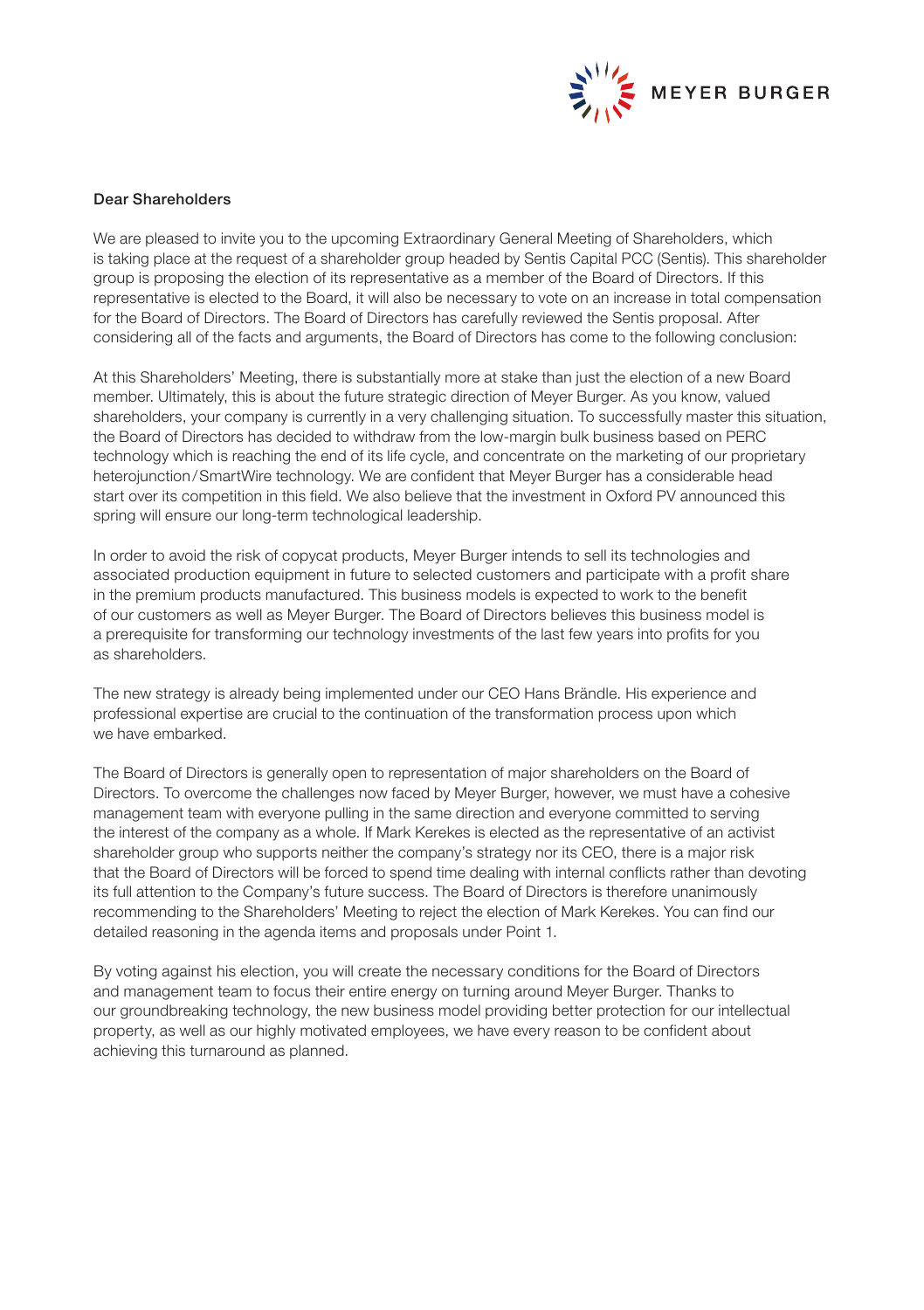Dear Shareholders

We are pleased to invite you to the upcoming Extraordinary General Meeting of Shareholders, which is taking place at the request of a shareholder group headed by Sentis Capital PCC (Sentis). This shareholder group is proposing the election of its representative as a member of the Board of Directors. If this representative is elected to the Board, it will also be necessary to vote on an increase in total compensation for the Board of Directors. The Board of Directors has carefully reviewed the Sentis proposal. After considering all of the facts and arguments, the Board of Directors has come to the following conclusion:

At this Shareholders' Meeting, there is substantially more at stake than just the election of a new Board member. Ultimately, this is about the future strategic direction of Meyer Burger. As you know, valued shareholders, your company is currently in a very challenging situation. To successfully master this situation, the Board of Directors has decided to withdraw from the low-margin bulk business based on PERC technology which is reaching the end of its life cycle, and concentrate on the marketing of our proprietary heterojunction/SmartWire technology. We are confident that Meyer Burger has a considerable head start over its competition in this field. We also believe that the investment in Oxford PV announced this spring will ensure our long-term technological leadership.

In order to avoid the risk of copycat products, Meyer Burger intends to sell its technologies and associated production equipment in future to selected customers and participate with a profit share in the premium products manufactured. This business models is expected to work to the benefit of our customers as well as Meyer Burger. The Board of Directors believes this business model is a prerequisite for transforming our technology investments of the last few years into profits for you as shareholders.

The new strategy is already being implemented under our CEO Hans Brändle. His experience and professional expertise are crucial to the continuation of the transformation process upon which we have embarked.

The Board of Directors is generally open to representation of major shareholders on the Board of Directors. To overcome the challenges now faced by Meyer Burger, however, we must have a cohesive management team with everyone pulling in the same direction and everyone committed to serving the interest of the company as a whole. If Mark Kerekes is elected as the representative of an activist shareholder group who supports neither the company's strategy nor its CEO, there is a major risk that the Board of Directors will be forced to spend time dealing with internal conflicts rather than devoting its full attention to the Company's future success. The Board of Directors is therefore unanimously recommending to the Shareholders' Meeting to reject the election of Mark Kerekes. You can find our detailed reasoning in the agenda items and proposals under Point 1.

By voting against his election, you will create the necessary conditions for the Board of Directors and management team to focus their entire energy on turning around Meyer Burger. Thanks to our groundbreaking technology, the new business model providing better protection for our intellectual property, as well as our highly motivated employees, we have every reason to be confident about achieving this turnaround as planned.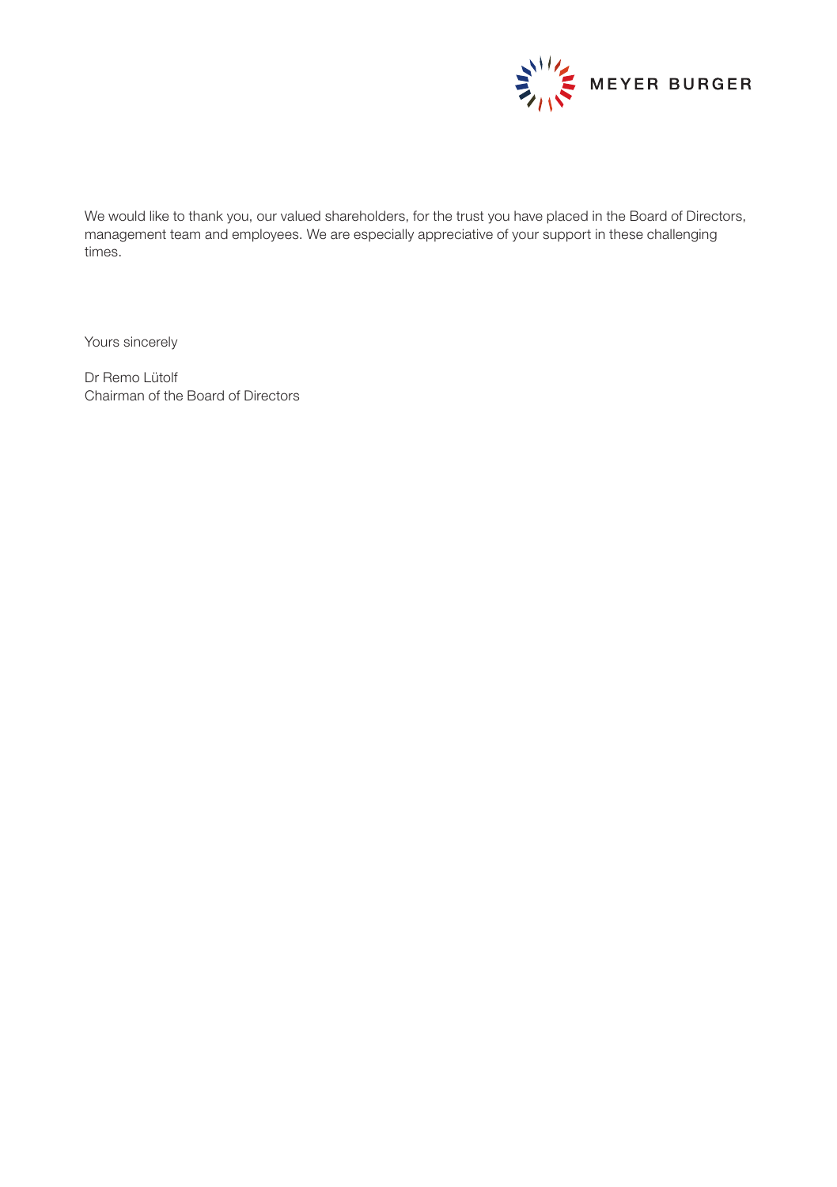We would like to thank you, our valued shareholders, for the trust you have placed in the Board of Directors, management team and employees. We are especially appreciative of your support in these challenging times.

Yours sincerely

Dr Remo Lütolf
Chairman of the Board of Directors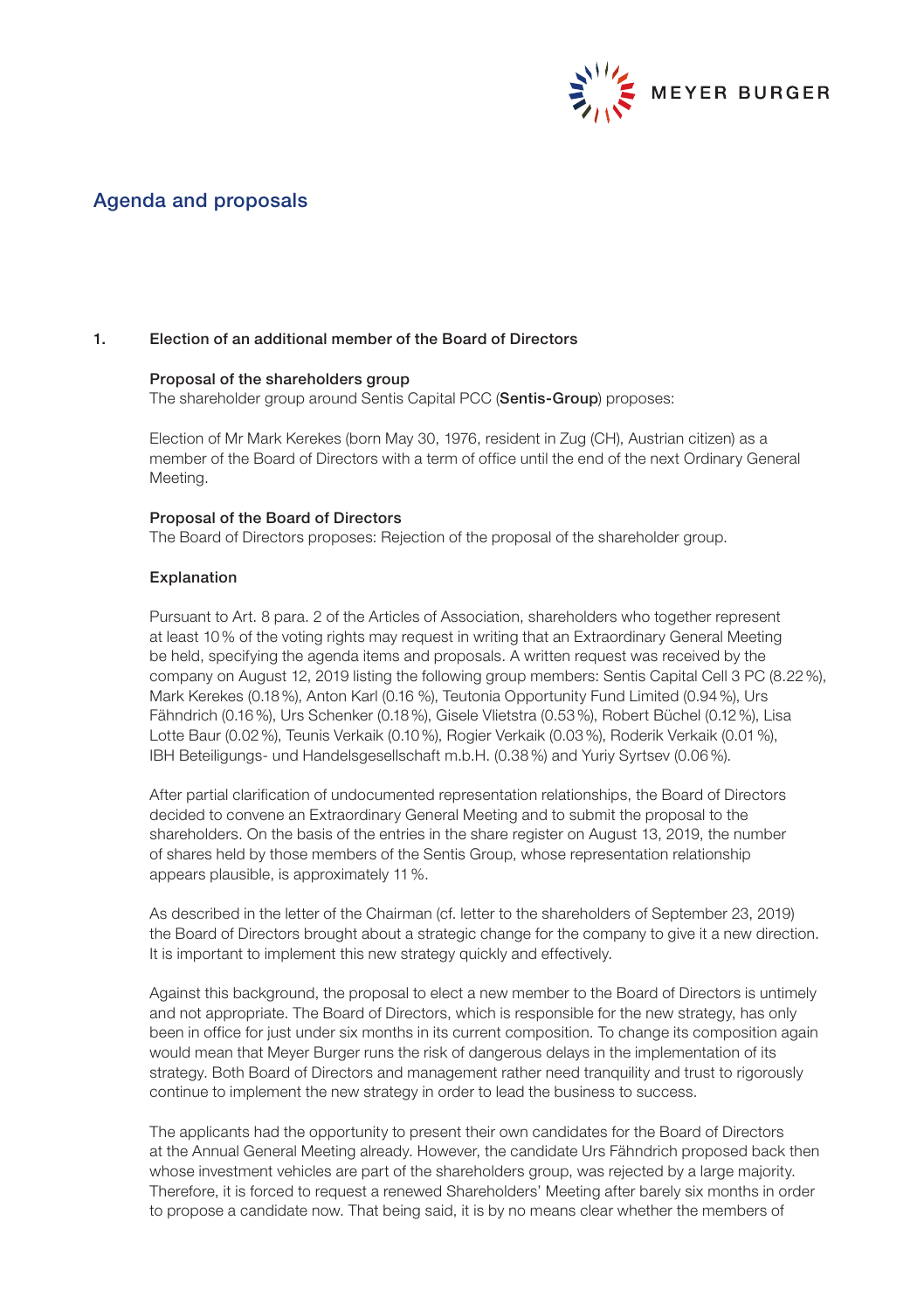## Agenda and proposals

### 1. Election of an additional member of the Board of Directors

**Proposal of the shareholders group**
The shareholder group around Sentis Capital PCC (**Sentis-Group**) proposes:

Election of Mr Mark Kerekes (born May 30, 1976, resident in Zug (CH), Austrian citizen) as a member of the Board of Directors with a term of office until the end of the next Ordinary General Meeting.

**Proposal of the Board of Directors**
The Board of Directors proposes: Rejection of the proposal of the shareholder group.

**Explanation**

Pursuant to Art. 8 para. 2 of the Articles of Association, shareholders who together represent at least 10 % of the voting rights may request in writing that an Extraordinary General Meeting be held, specifying the agenda items and proposals. A written request was received by the company on August 12, 2019 listing the following group members: Sentis Capital Cell 3 PC (8.22 %), Mark Kerekes (0.18 %), Anton Karl (0.16 %), Teutonia Opportunity Fund Limited (0.94 %), Urs Fähndrich (0.16 %), Urs Schenker (0.18 %), Gisele Vlietstra (0.53 %), Robert Büchel (0.12 %), Lisa Lotte Baur (0.02 %), Teunis Verkaik (0.10 %), Rogier Verkaik (0.03 %), Roderik Verkaik (0.01 %), IBH Beteiligungs- und Handelsgesellschaft m.b.H. (0.38 %) and Yuriy Syrtsev (0.06 %).

After partial clarification of undocumented representation relationships, the Board of Directors decided to convene an Extraordinary General Meeting and to submit the proposal to the shareholders. On the basis of the entries in the share register on August 13, 2019, the number of shares held by those members of the Sentis Group, whose representation relationship appears plausible, is approximately 11 %.

As described in the letter of the Chairman (cf. letter to the shareholders of September 23, 2019) the Board of Directors brought about a strategic change for the company to give it a new direction. It is important to implement this new strategy quickly and effectively.

Against this background, the proposal to elect a new member to the Board of Directors is untimely and not appropriate. The Board of Directors, which is responsible for the new strategy, has only been in office for just under six months in its current composition. To change its composition again would mean that Meyer Burger runs the risk of dangerous delays in the implementation of its strategy. Both Board of Directors and management rather need tranquility and trust to rigorously continue to implement the new strategy in order to lead the business to success.

The applicants had the opportunity to present their own candidates for the Board of Directors at the Annual General Meeting already. However, the candidate Urs Fähndrich proposed back then whose investment vehicles are part of the shareholders group, was rejected by a large majority. Therefore, it is forced to request a renewed Shareholders' Meeting after barely six months in order to propose a candidate now. That being said, it is by no means clear whether the members of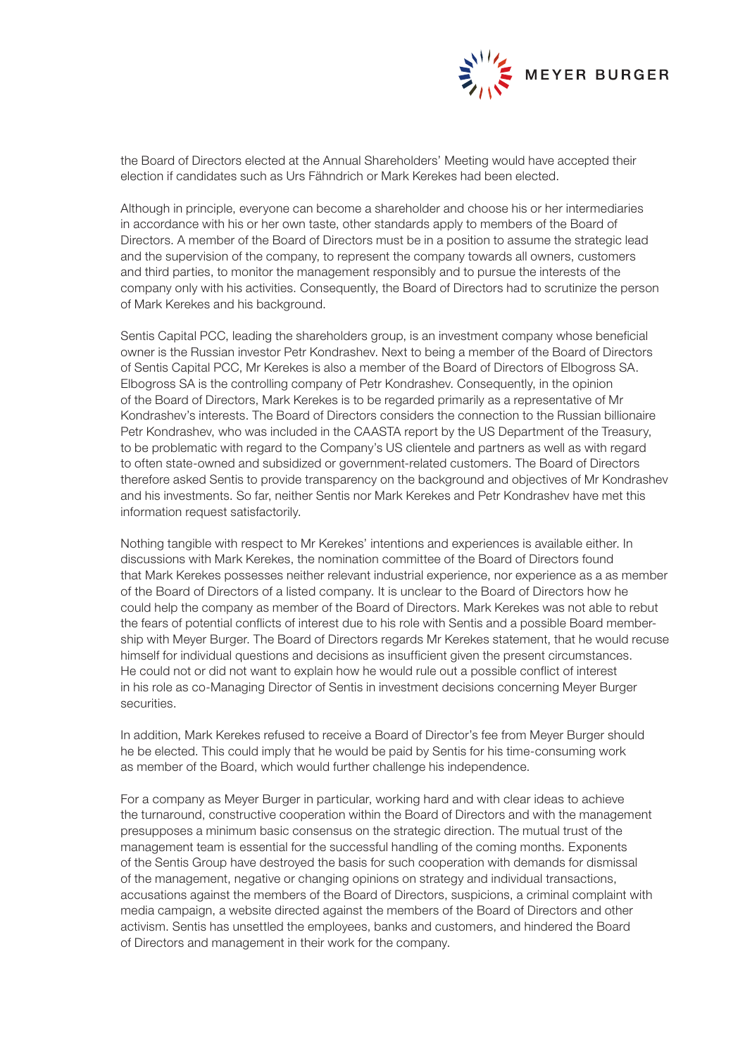the Board of Directors elected at the Annual Shareholders' Meeting would have accepted their election if candidates such as Urs Fähndrich or Mark Kerekes had been elected.

Although in principle, everyone can become a shareholder and choose his or her intermediaries in accordance with his or her own taste, other standards apply to members of the Board of Directors. A member of the Board of Directors must be in a position to assume the strategic lead and the supervision of the company, to represent the company towards all owners, customers and third parties, to monitor the management responsibly and to pursue the interests of the company only with his activities. Consequently, the Board of Directors had to scrutinize the person of Mark Kerekes and his background.

Sentis Capital PCC, leading the shareholders group, is an investment company whose beneficial owner is the Russian investor Petr Kondrashev. Next to being a member of the Board of Directors of Sentis Capital PCC, Mr Kerekes is also a member of the Board of Directors of Elbogross SA. Elbogross SA is the controlling company of Petr Kondrashev. Consequently, in the opinion of the Board of Directors, Mark Kerekes is to be regarded primarily as a representative of Mr Kondrashev's interests. The Board of Directors considers the connection to the Russian billionaire Petr Kondrashev, who was included in the CAASTA report by the US Department of the Treasury, to be problematic with regard to the Company's US clientele and partners as well as with regard to often state-owned and subsidized or government-related customers. The Board of Directors therefore asked Sentis to provide transparency on the background and objectives of Mr Kondrashev and his investments. So far, neither Sentis nor Mark Kerekes and Petr Kondrashev have met this information request satisfactorily.

Nothing tangible with respect to Mr Kerekes' intentions and experiences is available either. In discussions with Mark Kerekes, the nomination committee of the Board of Directors found that Mark Kerekes possesses neither relevant industrial experience, nor experience as a as member of the Board of Directors of a listed company. It is unclear to the Board of Directors how he could help the company as member of the Board of Directors. Mark Kerekes was not able to rebut the fears of potential conflicts of interest due to his role with Sentis and a possible Board membership with Meyer Burger. The Board of Directors regards Mr Kerekes statement, that he would recuse himself for individual questions and decisions as insufficient given the present circumstances. He could not or did not want to explain how he would rule out a possible conflict of interest in his role as co-Managing Director of Sentis in investment decisions concerning Meyer Burger securities.

In addition, Mark Kerekes refused to receive a Board of Director's fee from Meyer Burger should he be elected. This could imply that he would be paid by Sentis for his time-consuming work as member of the Board, which would further challenge his independence.

For a company as Meyer Burger in particular, working hard and with clear ideas to achieve the turnaround, constructive cooperation within the Board of Directors and with the management presupposes a minimum basic consensus on the strategic direction. The mutual trust of the management team is essential for the successful handling of the coming months. Exponents of the Sentis Group have destroyed the basis for such cooperation with demands for dismissal of the management, negative or changing opinions on strategy and individual transactions, accusations against the members of the Board of Directors, suspicions, a criminal complaint with media campaign, a website directed against the members of the Board of Directors and other activism. Sentis has unsettled the employees, banks and customers, and hindered the Board of Directors and management in their work for the company.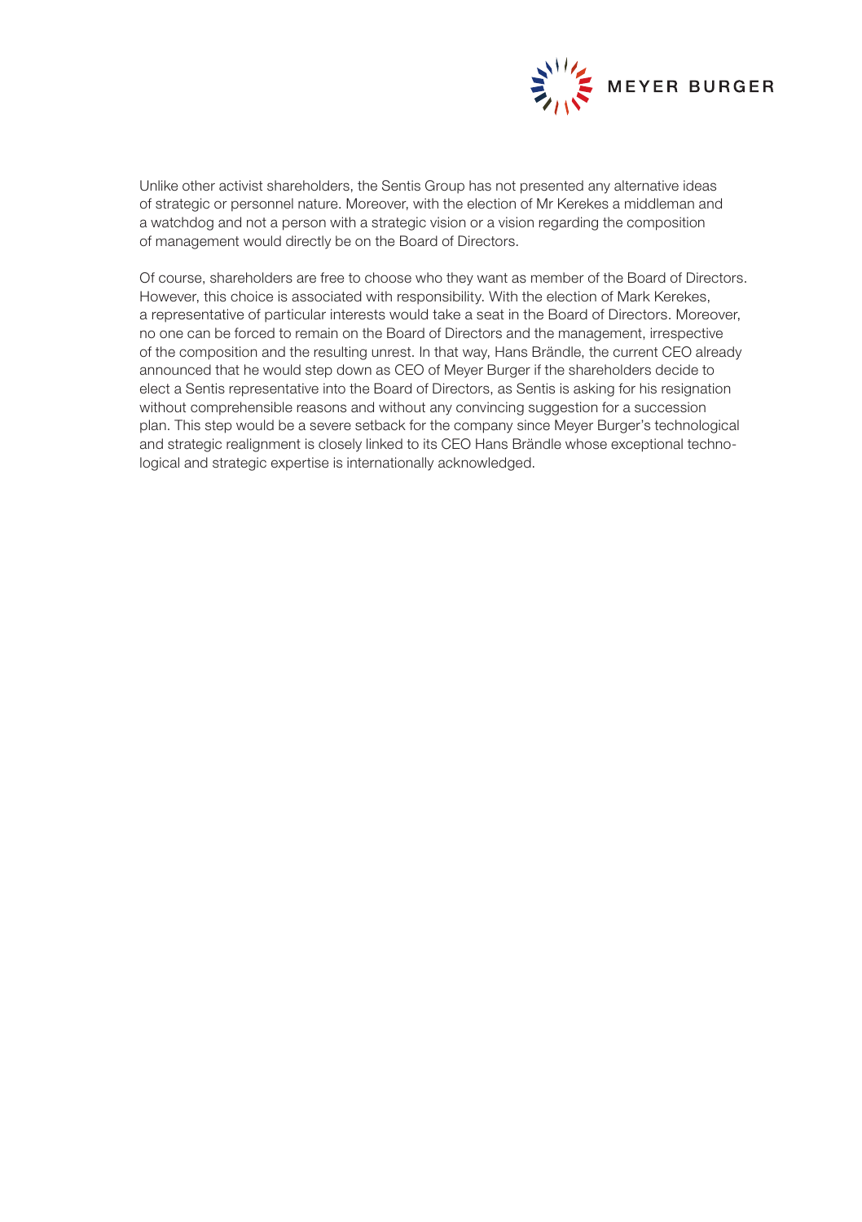Unlike other activist shareholders, the Sentis Group has not presented any alternative ideas of strategic or personnel nature. Moreover, with the election of Mr Kerekes a middleman and a watchdog and not a person with a strategic vision or a vision regarding the composition of management would directly be on the Board of Directors.

Of course, shareholders are free to choose who they want as member of the Board of Directors. However, this choice is associated with responsibility. With the election of Mark Kerekes, a representative of particular interests would take a seat in the Board of Directors. Moreover, no one can be forced to remain on the Board of Directors and the management, irrespective of the composition and the resulting unrest. In that way, Hans Brändle, the current CEO already announced that he would step down as CEO of Meyer Burger if the shareholders decide to elect a Sentis representative into the Board of Directors, as Sentis is asking for his resignation without comprehensible reasons and without any convincing suggestion for a succession plan. This step would be a severe setback for the company since Meyer Burger's technological and strategic realignment is closely linked to its CEO Hans Brändle whose exceptional technological and strategic expertise is internationally acknowledged.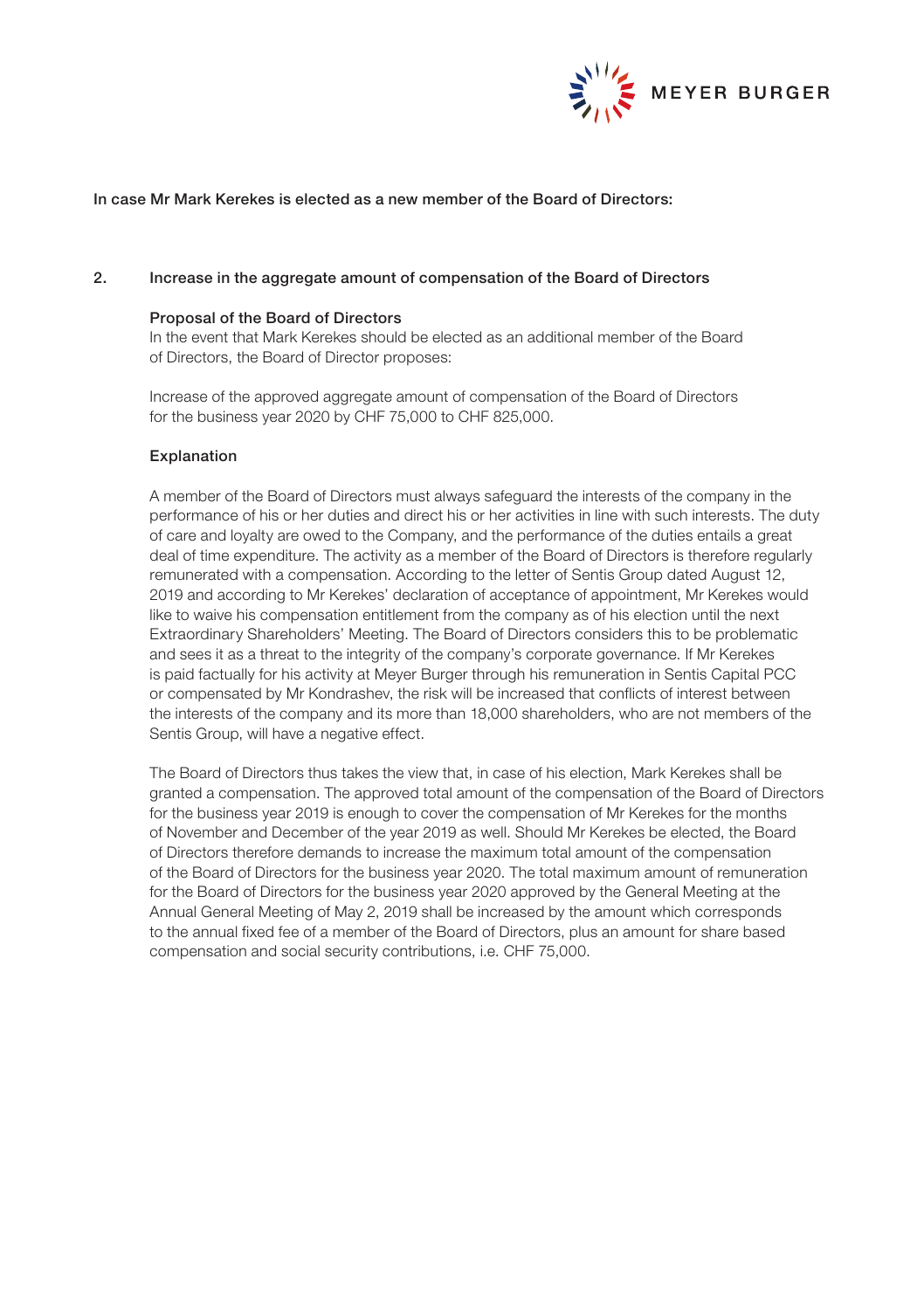In case Mr Mark Kerekes is elected as a new member of the Board of Directors:

## 2. Increase in the aggregate amount of compensation of the Board of Directors

### Proposal of the Board of Directors

In the event that Mark Kerekes should be elected as an additional member of the Board of Directors, the Board of Director proposes:

Increase of the approved aggregate amount of compensation of the Board of Directors for the business year 2020 by CHF 75,000 to CHF 825,000.

### Explanation

A member of the Board of Directors must always safeguard the interests of the company in the performance of his or her duties and direct his or her activities in line with such interests. The duty of care and loyalty are owed to the Company, and the performance of the duties entails a great deal of time expenditure. The activity as a member of the Board of Directors is therefore regularly remunerated with a compensation. According to the letter of Sentis Group dated August 12, 2019 and according to Mr Kerekes' declaration of acceptance of appointment, Mr Kerekes would like to waive his compensation entitlement from the company as of his election until the next Extraordinary Shareholders' Meeting. The Board of Directors considers this to be problematic and sees it as a threat to the integrity of the company's corporate governance. If Mr Kerekes is paid factually for his activity at Meyer Burger through his remuneration in Sentis Capital PCC or compensated by Mr Kondrashev, the risk will be increased that conflicts of interest between the interests of the company and its more than 18,000 shareholders, who are not members of the Sentis Group, will have a negative effect.

The Board of Directors thus takes the view that, in case of his election, Mark Kerekes shall be granted a compensation. The approved total amount of the compensation of the Board of Directors for the business year 2019 is enough to cover the compensation of Mr Kerekes for the months of November and December of the year 2019 as well. Should Mr Kerekes be elected, the Board of Directors therefore demands to increase the maximum total amount of the compensation of the Board of Directors for the business year 2020. The total maximum amount of remuneration for the Board of Directors for the business year 2020 approved by the General Meeting at the Annual General Meeting of May 2, 2019 shall be increased by the amount which corresponds to the annual fixed fee of a member of the Board of Directors, plus an amount for share based compensation and social security contributions, i.e. CHF 75,000.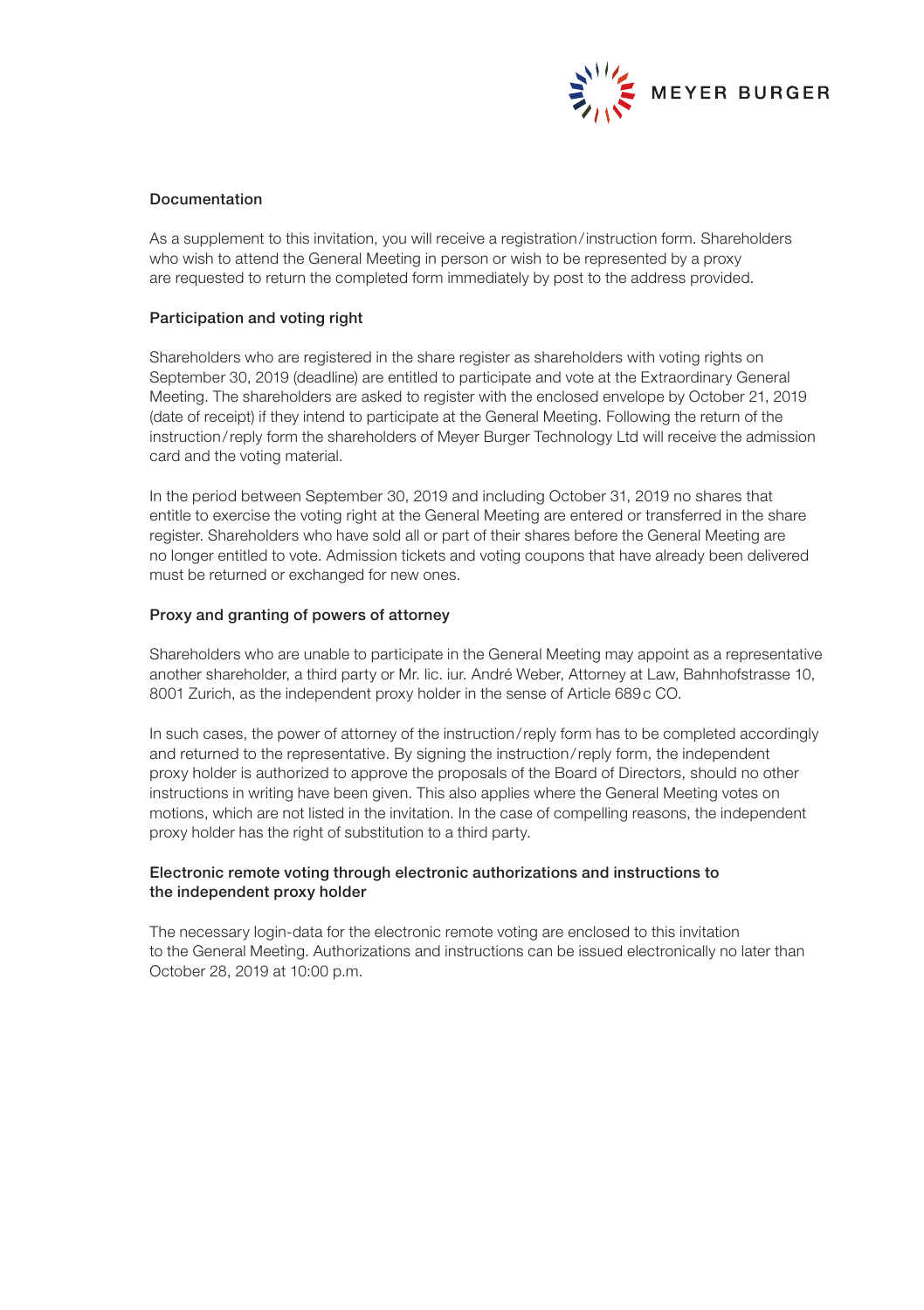## Documentation

As a supplement to this invitation, you will receive a registration/instruction form. Shareholders who wish to attend the General Meeting in person or wish to be represented by a proxy are requested to return the completed form immediately by post to the address provided.

## Participation and voting right

Shareholders who are registered in the share register as shareholders with voting rights on September 30, 2019 (deadline) are entitled to participate and vote at the Extraordinary General Meeting. The shareholders are asked to register with the enclosed envelope by October 21, 2019 (date of receipt) if they intend to participate at the General Meeting. Following the return of the instruction/reply form the shareholders of Meyer Burger Technology Ltd will receive the admission card and the voting material.

In the period between September 30, 2019 and including October 31, 2019 no shares that entitle to exercise the voting right at the General Meeting are entered or transferred in the share register. Shareholders who have sold all or part of their shares before the General Meeting are no longer entitled to vote. Admission tickets and voting coupons that have already been delivered must be returned or exchanged for new ones.

## Proxy and granting of powers of attorney

Shareholders who are unable to participate in the General Meeting may appoint as a representative another shareholder, a third party or Mr. lic. iur. André Weber, Attorney at Law, Bahnhofstrasse 10, 8001 Zurich, as the independent proxy holder in the sense of Article 689c CO.

In such cases, the power of attorney of the instruction/reply form has to be completed accordingly and returned to the representative. By signing the instruction/reply form, the independent proxy holder is authorized to approve the proposals of the Board of Directors, should no other instructions in writing have been given. This also applies where the General Meeting votes on motions, which are not listed in the invitation. In the case of compelling reasons, the independent proxy holder has the right of substitution to a third party.

## Electronic remote voting through electronic authorizations and instructions to the independent proxy holder

The necessary login-data for the electronic remote voting are enclosed to this invitation to the General Meeting. Authorizations and instructions can be issued electronically no later than October 28, 2019 at 10:00 p.m.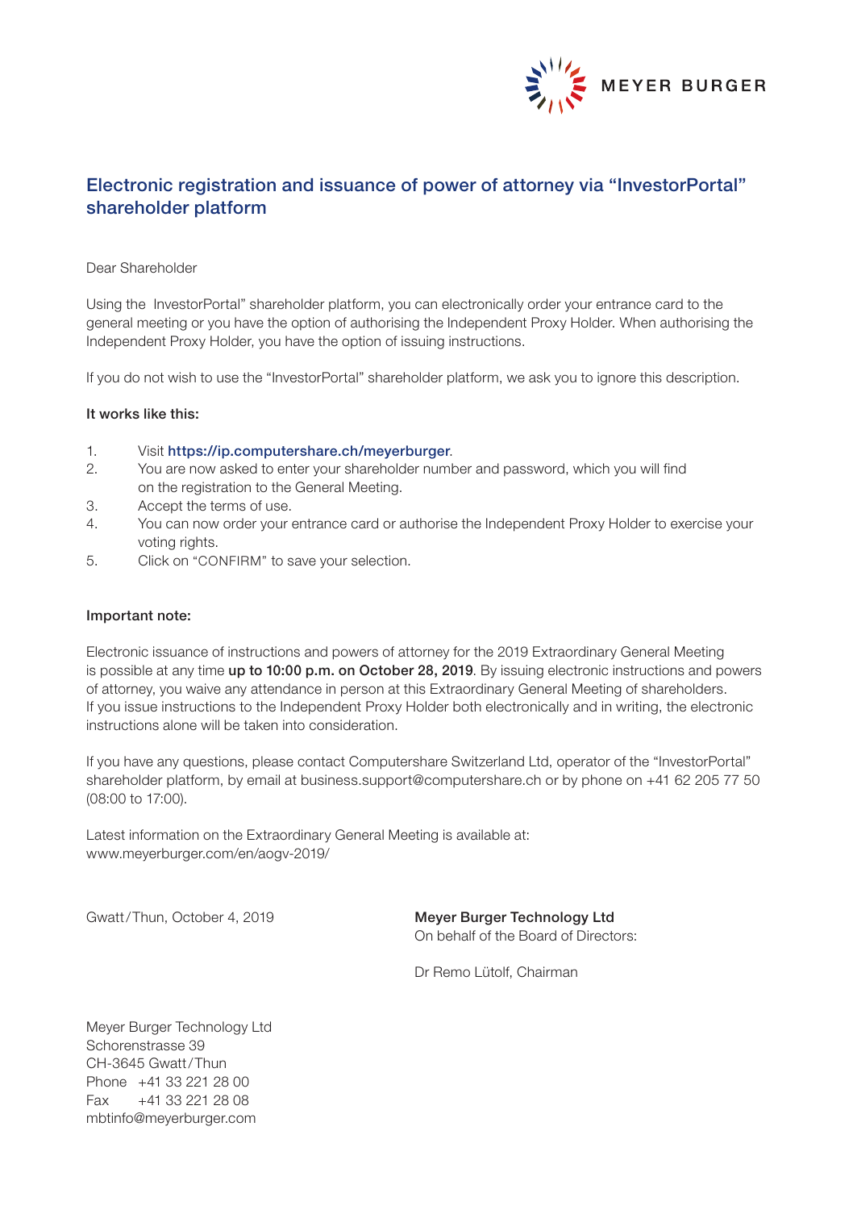MEYER BURGER

# Electronic registration and issuance of power of attorney via "InvestorPortal" shareholder platform

Dear Shareholder

Using the InvestorPortal" shareholder platform, you can electronically order your entrance card to the general meeting or you have the option of authorising the Independent Proxy Holder. When authorising the Independent Proxy Holder, you have the option of issuing instructions.

If you do not wish to use the "InvestorPortal" shareholder platform, we ask you to ignore this description.

**It works like this:**

1. Visit **https://ip.computershare.ch/meyerburger**.
2. You are now asked to enter your shareholder number and password, which you will find on the registration to the General Meeting.
3. Accept the terms of use.
4. You can now order your entrance card or authorise the Independent Proxy Holder to exercise your voting rights.
5. Click on "CONFIRM" to save your selection.

**Important note:**

Electronic issuance of instructions and powers of attorney for the 2019 Extraordinary General Meeting is possible at any time **up to 10:00 p.m. on October 28, 2019**. By issuing electronic instructions and powers of attorney, you waive any attendance in person at this Extraordinary General Meeting of shareholders. If you issue instructions to the Independent Proxy Holder both electronically and in writing, the electronic instructions alone will be taken into consideration.

If you have any questions, please contact Computershare Switzerland Ltd, operator of the "InvestorPortal" shareholder platform, by email at business.support@computershare.ch or by phone on +41 62 205 77 50 (08:00 to 17:00).

Latest information on the Extraordinary General Meeting is available at:
www.meyerburger.com/en/aogv-2019/

Gwatt/Thun, October 4, 2019

**Meyer Burger Technology Ltd**
On behalf of the Board of Directors:

Dr Remo Lütolf, Chairman

Meyer Burger Technology Ltd
Schorenstrasse 39
CH-3645 Gwatt/Thun
Phone +41 33 221 28 00
Fax +41 33 221 28 08
mbtinfo@meyerburger.com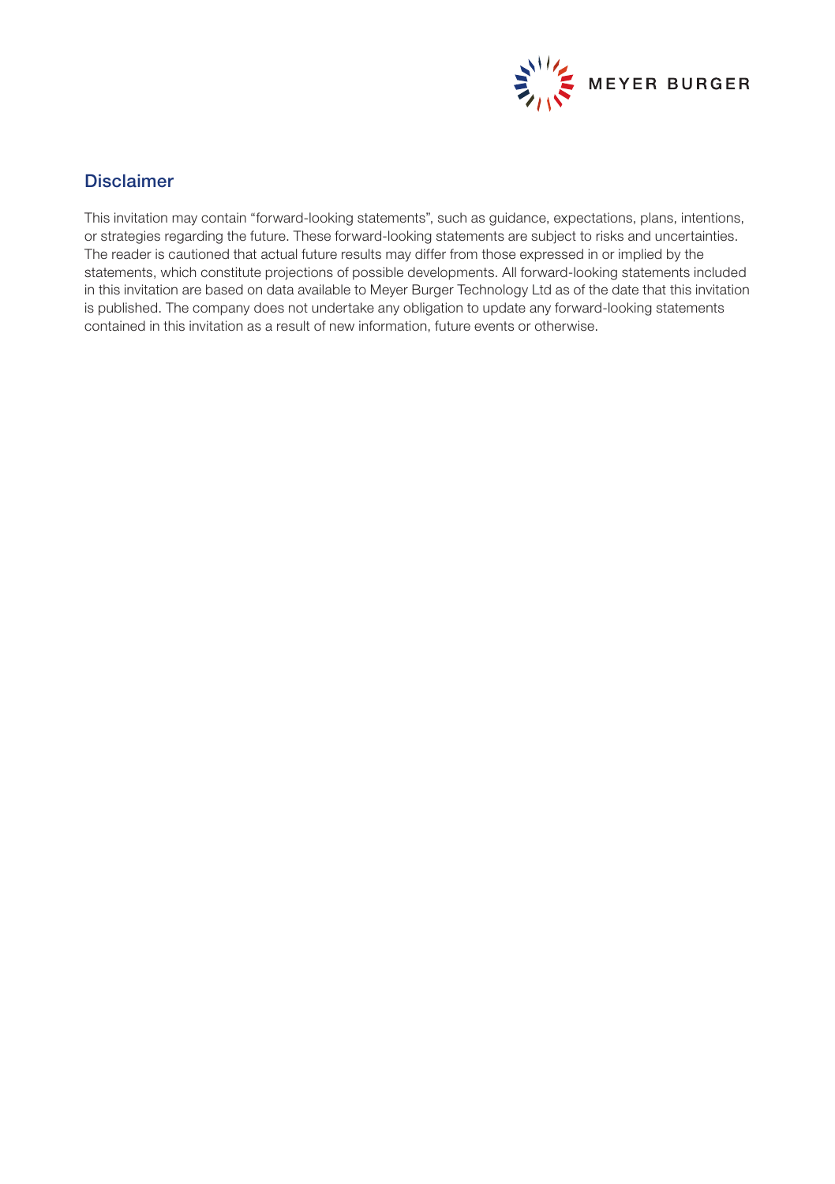## Disclaimer

This invitation may contain "forward-looking statements", such as guidance, expectations, plans, intentions, or strategies regarding the future. These forward-looking statements are subject to risks and uncertainties. The reader is cautioned that actual future results may differ from those expressed in or implied by the statements, which constitute projections of possible developments. All forward-looking statements included in this invitation are based on data available to Meyer Burger Technology Ltd as of the date that this invitation is published. The company does not undertake any obligation to update any forward-looking statements contained in this invitation as a result of new information, future events or otherwise.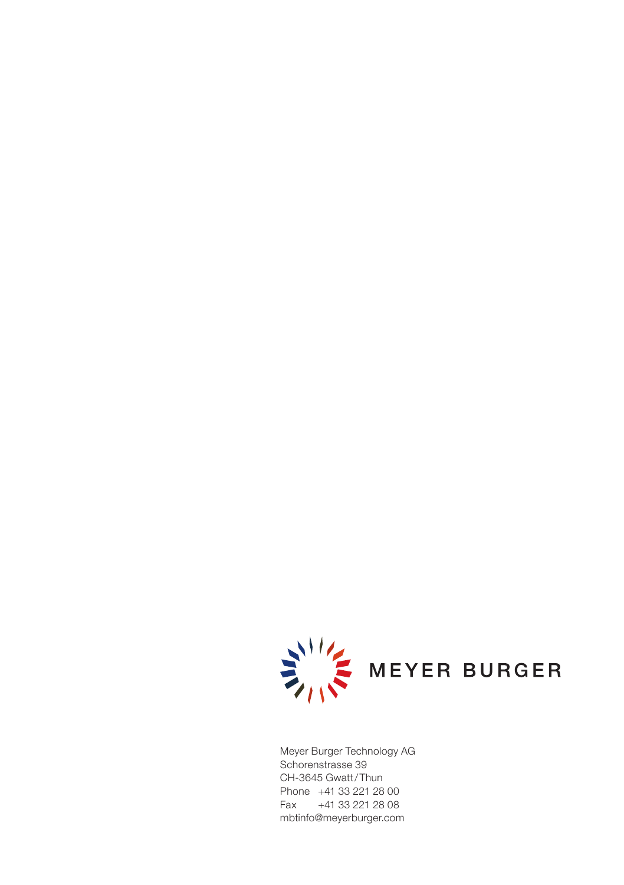MEYER BURGER

Meyer Burger Technology AG
Schorenstrasse 39
CH-3645 Gwatt/Thun
Phone +41 33 221 28 00
Fax +41 33 221 28 08
mbtinfo@meyerburger.com